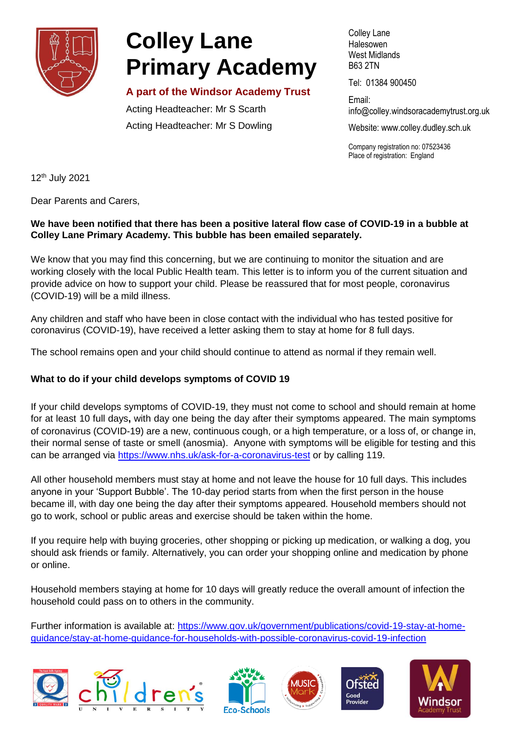# Colley Lane Primary Academy

**A part of the Windsor Academy Trust**

Acting Headteacher: Mr S Scarth

Acting Headteacher: Mr S Dowling

Colley Lane
Halesowen
West Midlands
B63 2TN

Tel: 01384 900450

Email: info@colley.windsoracademytrust.org.uk

Website: www.colley.dudley.sch.uk

Company registration no: 07523436
Place of registration: England

12th July 2021

Dear Parents and Carers,

**We have been notified that there has been a positive lateral flow case of COVID-19 in a bubble at Colley Lane Primary Academy. This bubble has been emailed separately.**

We know that you may find this concerning, but we are continuing to monitor the situation and are working closely with the local Public Health team. This letter is to inform you of the current situation and provide advice on how to support your child. Please be reassured that for most people, coronavirus (COVID-19) will be a mild illness.

Any children and staff who have been in close contact with the individual who has tested positive for coronavirus (COVID-19), have received a letter asking them to stay at home for 8 full days.

The school remains open and your child should continue to attend as normal if they remain well.

### What to do if your child develops symptoms of COVID 19

If your child develops symptoms of COVID-19, they must not come to school and should remain at home for at least 10 full days**,** with day one being the day after their symptoms appeared. The main symptoms of coronavirus (COVID-19) are a new, continuous cough, or a high temperature, or a loss of, or change in, their normal sense of taste or smell (anosmia). Anyone with symptoms will be eligible for testing and this can be arranged via https://www.nhs.uk/ask-for-a-coronavirus-test or by calling 119.

All other household members must stay at home and not leave the house for 10 full days. This includes anyone in your 'Support Bubble'. The 10-day period starts from when the first person in the house became ill, with day one being the day after their symptoms appeared. Household members should not go to work, school or public areas and exercise should be taken within the home.

If you require help with buying groceries, other shopping or picking up medication, or walking a dog, you should ask friends or family. Alternatively, you can order your shopping online and medication by phone or online.

Household members staying at home for 10 days will greatly reduce the overall amount of infection the household could pass on to others in the community.

Further information is available at: https://www.gov.uk/government/publications/covid-19-stay-at-home-guidance/stay-at-home-guidance-for-households-with-possible-coronavirus-covid-19-infection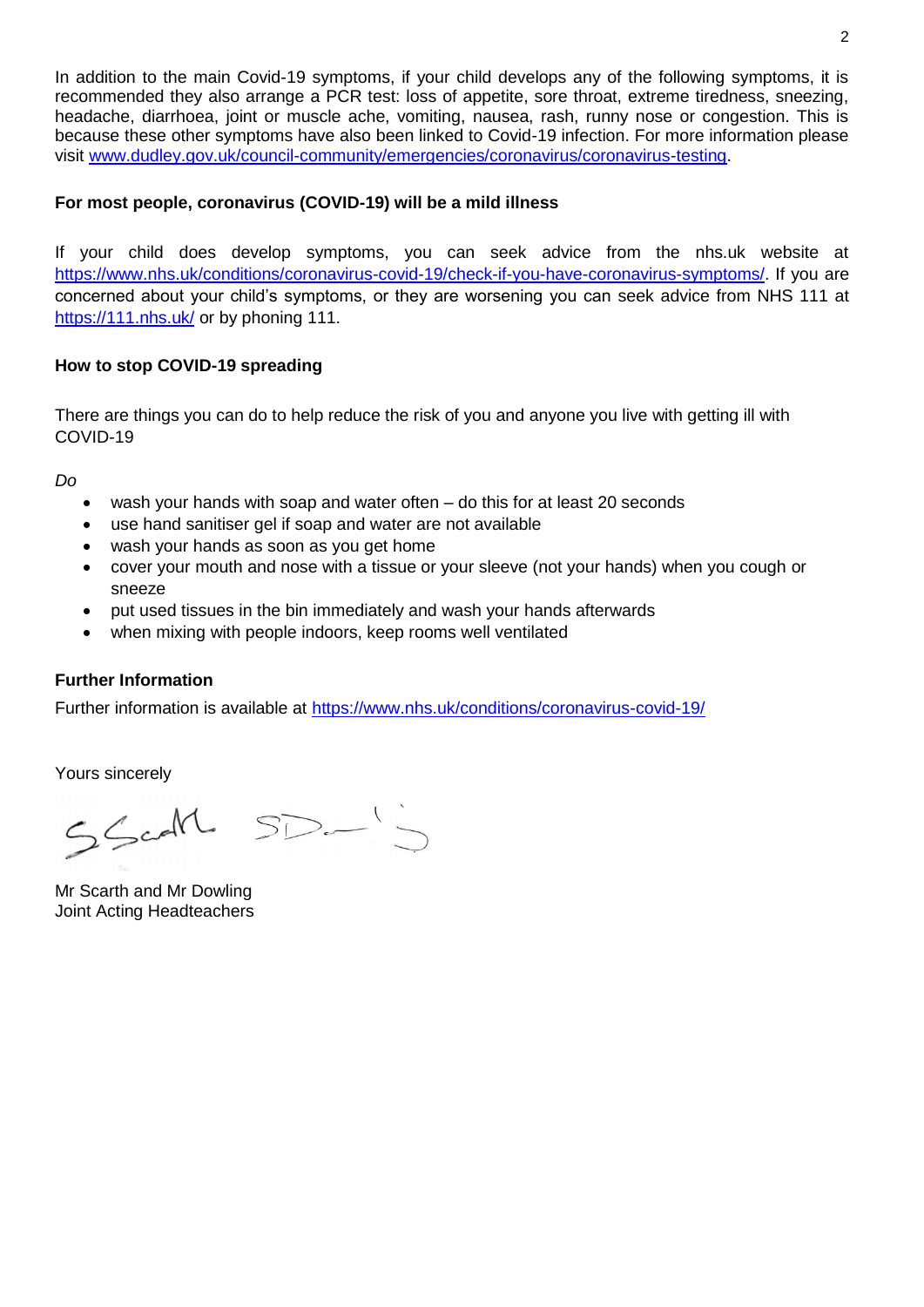In addition to the main Covid-19 symptoms, if your child develops any of the following symptoms, it is recommended they also arrange a PCR test: loss of appetite, sore throat, extreme tiredness, sneezing, headache, diarrhoea, joint or muscle ache, vomiting, nausea, rash, runny nose or congestion. This is because these other symptoms have also been linked to Covid-19 infection. For more information please visit [www.dudley.gov.uk/council-community/emergencies/coronavirus/coronavirus-testing](www.dudley.gov.uk/council-community/emergencies/coronavirus/coronavirus-testing).

**For most people, coronavirus (COVID-19) will be a mild illness**

If your child does develop symptoms, you can seek advice from the nhs.uk website at [https://www.nhs.uk/conditions/coronavirus-covid-19/check-if-you-have-coronavirus-symptoms/](https://www.nhs.uk/conditions/coronavirus-covid-19/check-if-you-have-coronavirus-symptoms/). If you are concerned about your child's symptoms, or they are worsening you can seek advice from NHS 111 at [https://111.nhs.uk/](https://111.nhs.uk/) or by phoning 111.

**How to stop COVID-19 spreading**

There are things you can do to help reduce the risk of you and anyone you live with getting ill with COVID-19

*Do*

- wash your hands with soap and water often – do this for at least 20 seconds
- use hand sanitiser gel if soap and water are not available
- wash your hands as soon as you get home
- cover your mouth and nose with a tissue or your sleeve (not your hands) when you cough or sneeze
- put used tissues in the bin immediately and wash your hands afterwards
- when mixing with people indoors, keep rooms well ventilated

**Further Information**

Further information is available at [https://www.nhs.uk/conditions/coronavirus-covid-19/](https://www.nhs.uk/conditions/coronavirus-covid-19/)

Yours sincerely

Mr Scarth and Mr Dowling
Joint Acting Headteachers